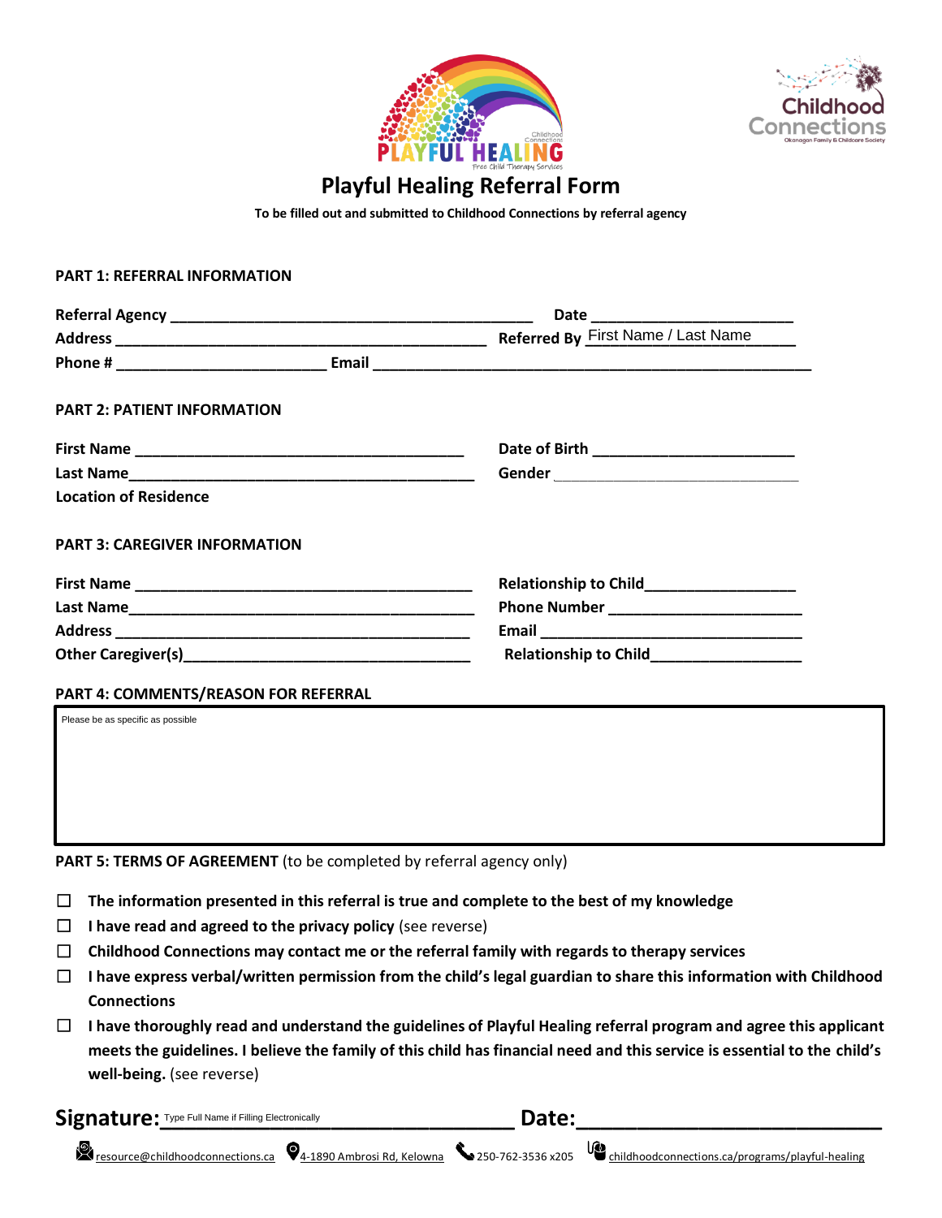# Playful Healing Referral Form

**To be filled out and submitted to Childhood Connections by referral agency**

**PART 1: REFERRAL INFORMATION**

**Referral Agency** ____________________________________ **Date** ______________________

**Address** ____________________________________ **Referred By** First Name / Last Name

**Phone #** ______________________ **Email** ______________________________________________

**PART 2: PATIENT INFORMATION**

**First Name** ____________________________________ **Date of Birth** ______________________

**Last Name** ____________________________________ **Gender** ______________________

**Location of Residence**

**PART 3: CAREGIVER INFORMATION**

**First Name** ____________________________________ **Relationship to Child** ________________

**Last Name** ____________________________________ **Phone Number** ______________________

**Address** ____________________________________ **Email** ______________________________

**Other Caregiver(s)** ______________________________ **Relationship to Child** ________________

**PART 4: COMMENTS/REASON FOR REFERRAL**

Please be as specific as possible

**PART 5: TERMS OF AGREEMENT** (to be completed by referral agency only)

- ☐ **The information presented in this referral is true and complete to the best of my knowledge**
- ☐ **I have read and agreed to the privacy policy** (see reverse)
- ☐ **Childhood Connections may contact me or the referral family with regards to therapy services**
- ☐ **I have express verbal/written permission from the child's legal guardian to share this information with Childhood Connections**
- ☐ **I have thoroughly read and understand the guidelines of Playful Healing referral program and agree this applicant meets the guidelines. I believe the family of this child has financial need and this service is essential to the child's well-being.** (see reverse)

**Signature:** Type Full Name if Filling Electronically ______________________ **Date:** ______________________

resource@childhoodconnections.ca | 4-1890 Ambrosi Rd, Kelowna | 250-762-3536 x205 | childhoodconnections.ca/programs/playful-healing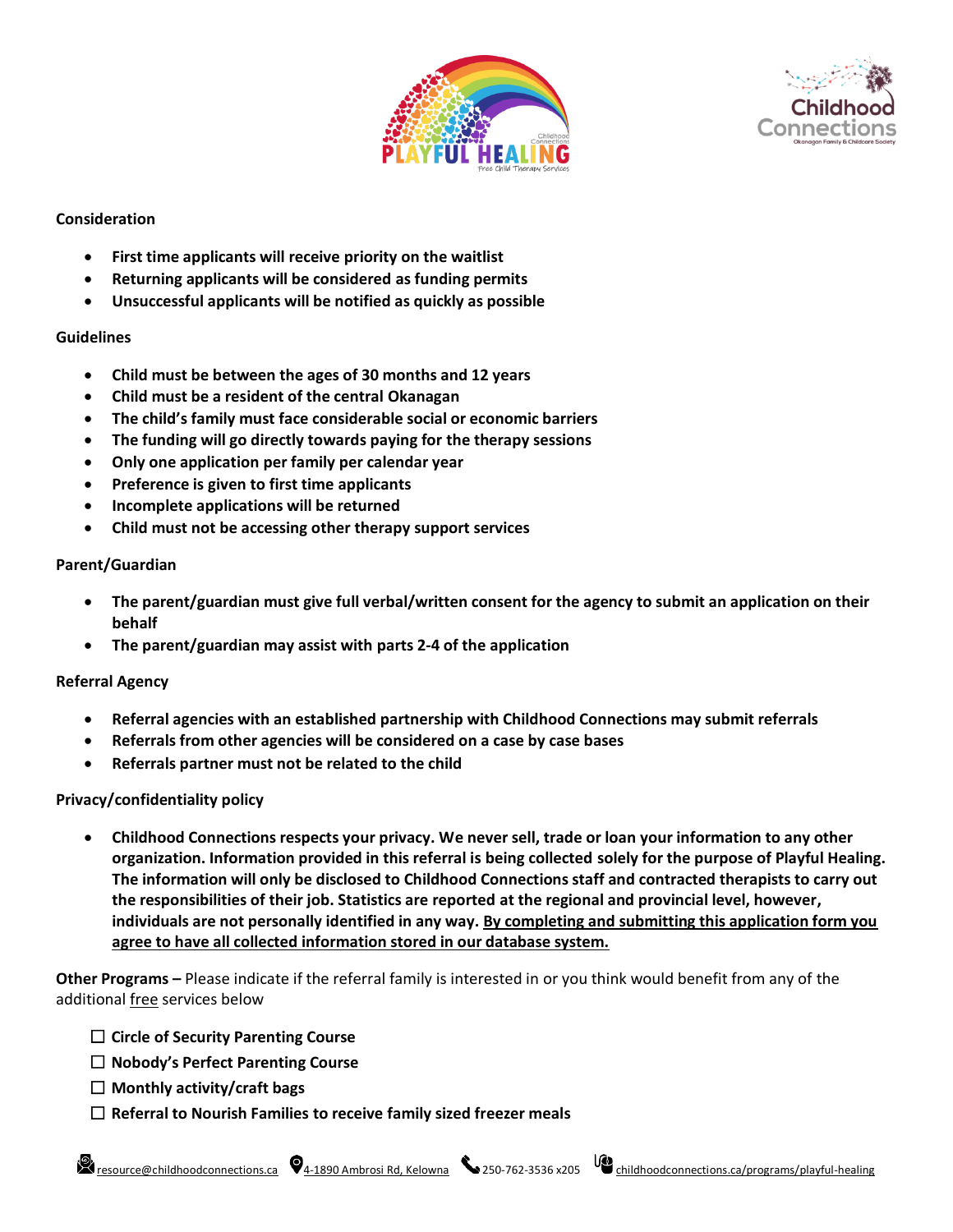**Consideration**

- **First time applicants will receive priority on the waitlist**
- **Returning applicants will be considered as funding permits**
- **Unsuccessful applicants will be notified as quickly as possible**

**Guidelines**

- **Child must be between the ages of 30 months and 12 years**
- **Child must be a resident of the central Okanagan**
- **The child's family must face considerable social or economic barriers**
- **The funding will go directly towards paying for the therapy sessions**
- **Only one application per family per calendar year**
- **Preference is given to first time applicants**
- **Incomplete applications will be returned**
- **Child must not be accessing other therapy support services**

**Parent/Guardian**

- **The parent/guardian must give full verbal/written consent for the agency to submit an application on their behalf**
- **The parent/guardian may assist with parts 2-4 of the application**

**Referral Agency**

- **Referral agencies with an established partnership with Childhood Connections may submit referrals**
- **Referrals from other agencies will be considered on a case by case bases**
- **Referrals partner must not be related to the child**

**Privacy/confidentiality policy**

- **Childhood Connections respects your privacy. We never sell, trade or loan your information to any other organization. Information provided in this referral is being collected solely for the purpose of Playful Healing. The information will only be disclosed to Childhood Connections staff and contracted therapists to carry out the responsibilities of their job. Statistics are reported at the regional and provincial level, however, individuals are not personally identified in any way. <u>By completing and submitting this application form you agree to have all collected information stored in our database system.</u>**

**Other Programs –** Please indicate if the referral family is interested in or you think would benefit from any of the additional <u>free</u> services below

- ☐ **Circle of Security Parenting Course**
- ☐ **Nobody's Perfect Parenting Course**
- ☐ **Monthly activity/craft bags**
- ☐ **Referral to Nourish Families to receive family sized freezer meals**

resource@childhoodconnections.ca | 4-1890 Ambrosi Rd, Kelowna | 250-762-3536 x205 | childhoodconnections.ca/programs/playful-healing